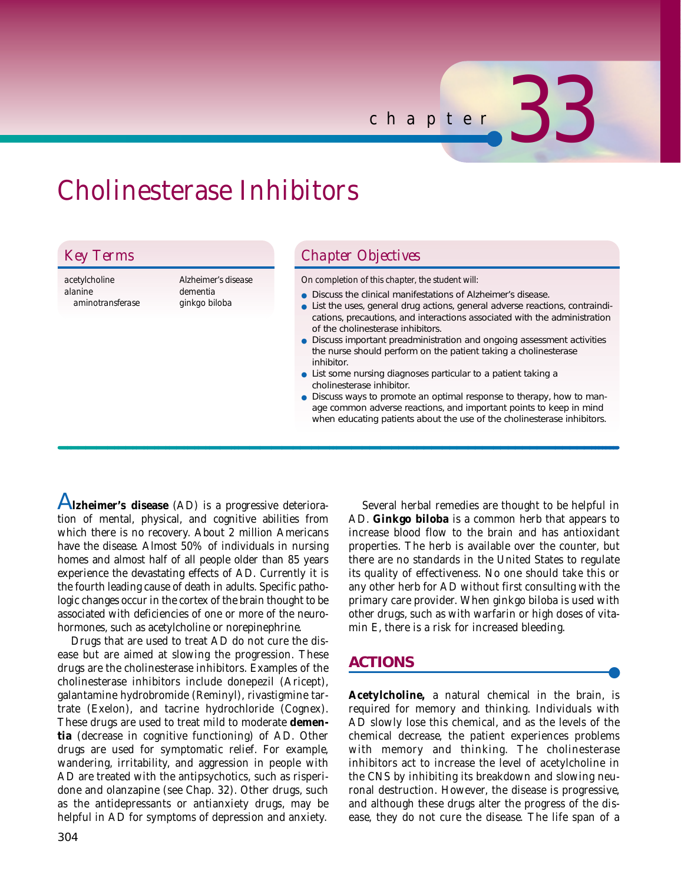chapter 33

# Cholinesterase Inhibitors

## Key Terms

acetylcholine
alanine aminotransferase
Alzheimer's disease
dementia
ginkgo biloba

## Chapter Objectives

On completion of this chapter, the student will:

- Discuss the clinical manifestations of Alzheimer's disease.
- List the uses, general drug actions, general adverse reactions, contraindications, precautions, and interactions associated with the administration of the cholinesterase inhibitors.
- Discuss important preadministration and ongoing assessment activities the nurse should perform on the patient taking a cholinesterase inhibitor.
- List some nursing diagnoses particular to a patient taking a cholinesterase inhibitor.
- Discuss ways to promote an optimal response to therapy, how to manage common adverse reactions, and important points to keep in mind when educating patients about the use of the cholinesterase inhibitors.

**Alzheimer's disease** (AD) is a progressive deterioration of mental, physical, and cognitive abilities from which there is no recovery. About 2 million Americans have the disease. Almost 50% of individuals in nursing homes and almost half of all people older than 85 years experience the devastating effects of AD. Currently it is the fourth leading cause of death in adults. Specific pathologic changes occur in the cortex of the brain thought to be associated with deficiencies of one or more of the neurohormones, such as acetylcholine or norepinephrine.

Drugs that are used to treat AD do not cure the disease but are aimed at slowing the progression. These drugs are the cholinesterase inhibitors. Examples of the cholinesterase inhibitors include donepezil (Aricept), galantamine hydrobromide (Reminyl), rivastigmine tartrate (Exelon), and tacrine hydrochloride (Cognex). These drugs are used to treat mild to moderate **dementia** (decrease in cognitive functioning) of AD. Other drugs are used for symptomatic relief. For example, wandering, irritability, and aggression in people with AD are treated with the antipsychotics, such as risperidone and olanzapine (see Chap. 32). Other drugs, such as the antidepressants or antianxiety drugs, may be helpful in AD for symptoms of depression and anxiety.

Several herbal remedies are thought to be helpful in AD. **Ginkgo biloba** is a common herb that appears to increase blood flow to the brain and has antioxidant properties. The herb is available over the counter, but there are no standards in the United States to regulate its quality of effectiveness. No one should take this or any other herb for AD without first consulting with the primary care provider. When ginkgo biloba is used with other drugs, such as with warfarin or high doses of vitamin E, there is a risk for increased bleeding.

## ACTIONS

**Acetylcholine,** a natural chemical in the brain, is required for memory and thinking. Individuals with AD slowly lose this chemical, and as the levels of the chemical decrease, the patient experiences problems with memory and thinking. The cholinesterase inhibitors act to increase the level of acetylcholine in the CNS by inhibiting its breakdown and slowing neuronal destruction. However, the disease is progressive, and although these drugs alter the progress of the disease, they do not cure the disease. The life span of a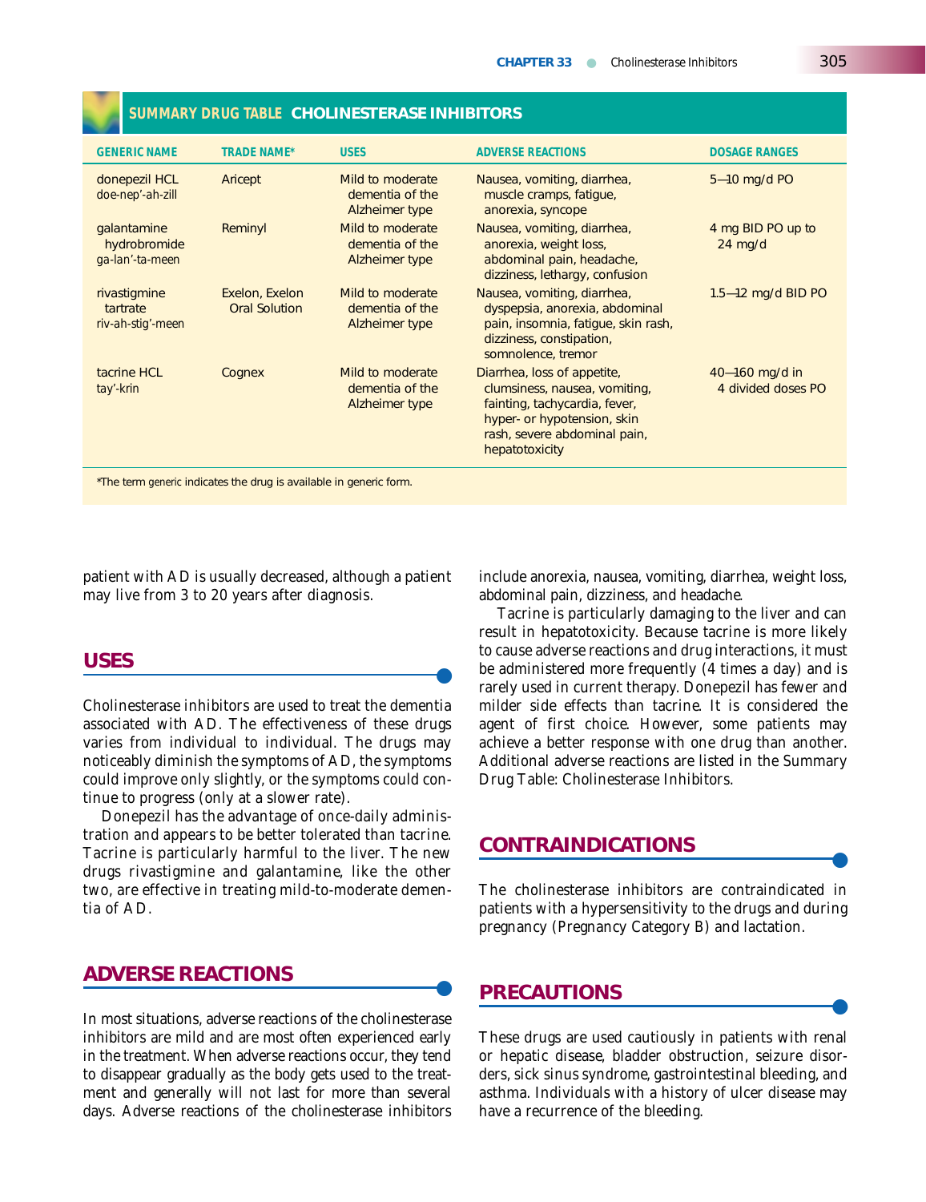## SUMMARY DRUG TABLE CHOLINESTERASE INHIBITORS

| GENERIC NAME | TRADE NAME* | USES | ADVERSE REACTIONS | DOSAGE RANGES |
|---|---|---|---|---|
| donepezil HCL<br>doe-nep'-ah-zill | Aricept | Mild to moderate dementia of the Alzheimer type | Nausea, vomiting, diarrhea, muscle cramps, fatigue, anorexia, syncope | 5–10 mg/d PO |
| galantamine hydrobromide<br>ga-lan'-ta-meen | Reminyl | Mild to moderate dementia of the Alzheimer type | Nausea, vomiting, diarrhea, anorexia, weight loss, abdominal pain, headache, dizziness, lethargy, confusion | 4 mg BID PO up to 24 mg/d |
| rivastigmine tartrate<br>riv-ah-stig'-meen | Exelon, Exelon Oral Solution | Mild to moderate dementia of the Alzheimer type | Nausea, vomiting, diarrhea, dyspepsia, anorexia, abdominal pain, insomnia, fatigue, skin rash, dizziness, constipation, somnolence, tremor | 1.5–12 mg/d BID PO |
| tacrine HCL<br>tay'-krin | Cognex | Mild to moderate dementia of the Alzheimer type | Diarrhea, loss of appetite, clumsiness, nausea, vomiting, fainting, tachycardia, fever, hyper- or hypotension, skin rash, severe abdominal pain, hepatotoxicity | 40–160 mg/d in 4 divided doses PO |

*The term *generic* indicates the drug is available in generic form.

patient with AD is usually decreased, although a patient may live from 3 to 20 years after diagnosis.

## USES

Cholinesterase inhibitors are used to treat the dementia associated with AD. The effectiveness of these drugs varies from individual to individual. The drugs may noticeably diminish the symptoms of AD, the symptoms could improve only slightly, or the symptoms could continue to progress (only at a slower rate).

Donepezil has the advantage of once-daily administration and appears to be better tolerated than tacrine. Tacrine is particularly harmful to the liver. The new drugs rivastigmine and galantamine, like the other two, are effective in treating mild-to-moderate dementia of AD.

## ADVERSE REACTIONS

In most situations, adverse reactions of the cholinesterase inhibitors are mild and are most often experienced early in the treatment. When adverse reactions occur, they tend to disappear gradually as the body gets used to the treatment and generally will not last for more than several days. Adverse reactions of the cholinesterase inhibitors include anorexia, nausea, vomiting, diarrhea, weight loss, abdominal pain, dizziness, and headache.

Tacrine is particularly damaging to the liver and can result in hepatotoxicity. Because tacrine is more likely to cause adverse reactions and drug interactions, it must be administered more frequently (4 times a day) and is rarely used in current therapy. Donepezil has fewer and milder side effects than tacrine. It is considered the agent of first choice. However, some patients may achieve a better response with one drug than another. Additional adverse reactions are listed in the Summary Drug Table: Cholinesterase Inhibitors.

## CONTRAINDICATIONS

The cholinesterase inhibitors are contraindicated in patients with a hypersensitivity to the drugs and during pregnancy (Pregnancy Category B) and lactation.

## PRECAUTIONS

These drugs are used cautiously in patients with renal or hepatic disease, bladder obstruction, seizure disorders, sick sinus syndrome, gastrointestinal bleeding, and asthma. Individuals with a history of ulcer disease may have a recurrence of the bleeding.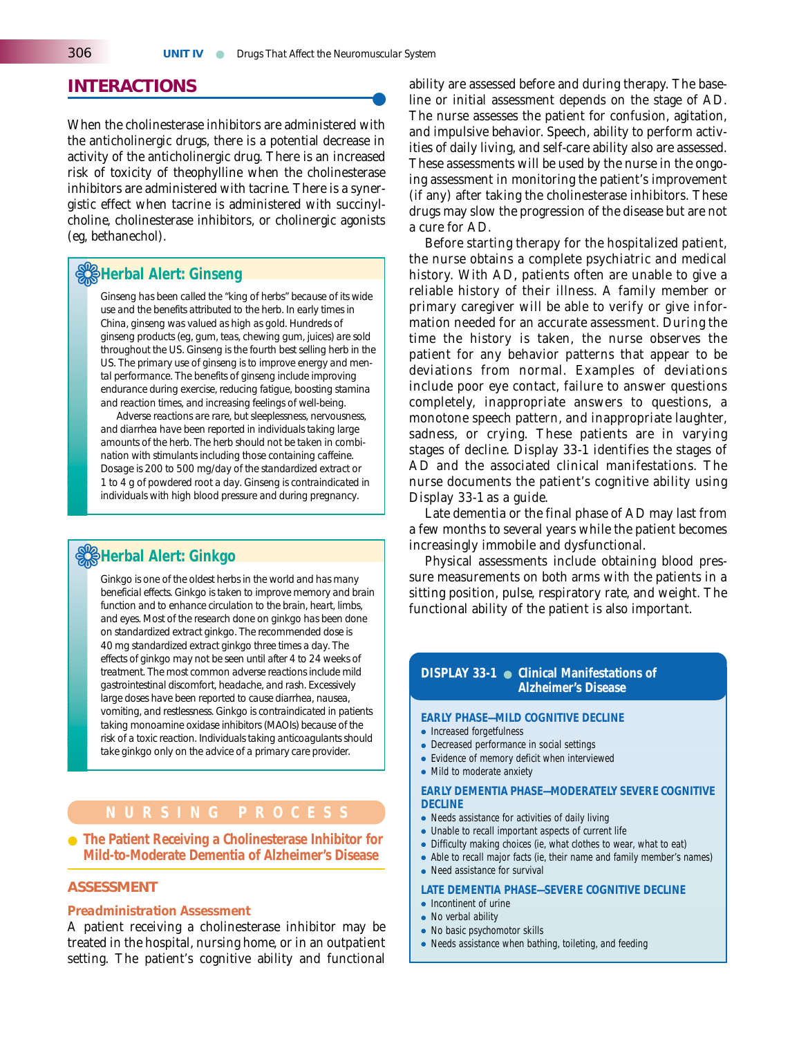## INTERACTIONS

When the cholinesterase inhibitors are administered with the anticholinergic drugs, there is a potential decrease in activity of the anticholinergic drug. There is an increased risk of toxicity of theophylline when the cholinesterase inhibitors are administered with tacrine. There is a synergistic effect when tacrine is administered with succinylcholine, cholinesterase inhibitors, or cholinergic agonists (eg, bethanechol).

### Herbal Alert: Ginseng

Ginseng has been called the "king of herbs" because of its wide use and the benefits attributed to the herb. In early times in China, ginseng was valued as high as gold. Hundreds of ginseng products (eg, gum, teas, chewing gum, juices) are sold throughout the US. Ginseng is the fourth best selling herb in the US. The primary use of ginseng is to improve energy and mental performance. The benefits of ginseng include improving endurance during exercise, reducing fatigue, boosting stamina and reaction times, and increasing feelings of well-being.

Adverse reactions are rare, but sleeplessness, nervousness, and diarrhea have been reported in individuals taking large amounts of the herb. The herb should not be taken in combination with stimulants including those containing caffeine. Dosage is 200 to 500 mg/day of the standardized extract or 1 to 4 g of powdered root a day. Ginseng is contraindicated in individuals with high blood pressure and during pregnancy.

### Herbal Alert: Ginkgo

Ginkgo is one of the oldest herbs in the world and has many beneficial effects. Ginkgo is taken to improve memory and brain function and to enhance circulation to the brain, heart, limbs, and eyes. Most of the research done on ginkgo has been done on standardized extract ginkgo. The recommended dose is 40 mg standardized extract ginkgo three times a day. The effects of ginkgo may not be seen until after 4 to 24 weeks of treatment. The most common adverse reactions include mild gastrointestinal discomfort, headache, and rash. Excessively large doses have been reported to cause diarrhea, nausea, vomiting, and restlessness. Ginkgo is contraindicated in patients taking monoamine oxidase inhibitors (MAOIs) because of the risk of a toxic reaction. Individuals taking anticoagulants should take ginkgo only on the advice of a primary care provider.

## NURSING PROCESS

### The Patient Receiving a Cholinesterase Inhibitor for Mild-to-Moderate Dementia of Alzheimer's Disease

## ASSESSMENT

### *Preadministration Assessment*

A patient receiving a cholinesterase inhibitor may be treated in the hospital, nursing home, or in an outpatient setting. The patient's cognitive ability and functional ability are assessed before and during therapy. The baseline or initial assessment depends on the stage of AD. The nurse assesses the patient for confusion, agitation, and impulsive behavior. Speech, ability to perform activities of daily living, and self-care ability also are assessed. These assessments will be used by the nurse in the ongoing assessment in monitoring the patient's improvement (if any) after taking the cholinesterase inhibitors. These drugs may slow the progression of the disease but are not a cure for AD.

Before starting therapy for the hospitalized patient, the nurse obtains a complete psychiatric and medical history. With AD, patients often are unable to give a reliable history of their illness. A family member or primary caregiver will be able to verify or give information needed for an accurate assessment. During the time the history is taken, the nurse observes the patient for any behavior patterns that appear to be deviations from normal. Examples of deviations include poor eye contact, failure to answer questions completely, inappropriate answers to questions, a monotone speech pattern, and inappropriate laughter, sadness, or crying. These patients are in varying stages of decline. Display 33-1 identifies the stages of AD and the associated clinical manifestations. The nurse documents the patient's cognitive ability using Display 33-1 as a guide.

Late dementia or the final phase of AD may last from a few months to several years while the patient becomes increasingly immobile and dysfunctional.

Physical assessments include obtaining blood pressure measurements on both arms with the patients in a sitting position, pulse, respiratory rate, and weight. The functional ability of the patient is also important.

### DISPLAY 33-1 • Clinical Manifestations of Alzheimer's Disease

**EARLY PHASE—MILD COGNITIVE DECLINE**

- Increased forgetfulness
- Decreased performance in social settings
- Evidence of memory deficit when interviewed
- Mild to moderate anxiety

**EARLY DEMENTIA PHASE—MODERATELY SEVERE COGNITIVE DECLINE**

- Needs assistance for activities of daily living
- Unable to recall important aspects of current life
- Difficulty making choices (ie, what clothes to wear, what to eat)
- Able to recall major facts (ie, their name and family member's names)
- Need assistance for survival

**LATE DEMENTIA PHASE—SEVERE COGNITIVE DECLINE**

- Incontinent of urine
- No verbal ability
- No basic psychomotor skills
- Needs assistance when bathing, toileting, and feeding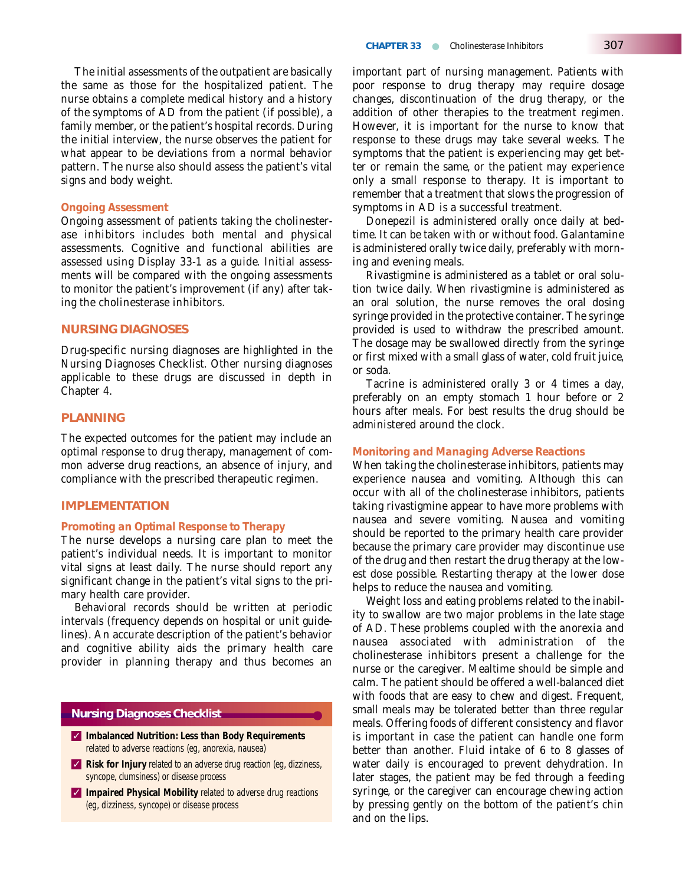The initial assessments of the outpatient are basically the same as those for the hospitalized patient. The nurse obtains a complete medical history and a history of the symptoms of AD from the patient (if possible), a family member, or the patient's hospital records. During the initial interview, the nurse observes the patient for what appear to be deviations from a normal behavior pattern. The nurse also should assess the patient's vital signs and body weight.

### Ongoing Assessment

Ongoing assessment of patients taking the cholinesterase inhibitors includes both mental and physical assessments. Cognitive and functional abilities are assessed using Display 33-1 as a guide. Initial assessments will be compared with the ongoing assessments to monitor the patient's improvement (if any) after taking the cholinesterase inhibitors.

## NURSING DIAGNOSES

Drug-specific nursing diagnoses are highlighted in the Nursing Diagnoses Checklist. Other nursing diagnoses applicable to these drugs are discussed in depth in Chapter 4.

## PLANNING

The expected outcomes for the patient may include an optimal response to drug therapy, management of common adverse drug reactions, an absence of injury, and compliance with the prescribed therapeutic regimen.

## IMPLEMENTATION

### Promoting an Optimal Response to Therapy

The nurse develops a nursing care plan to meet the patient's individual needs. It is important to monitor vital signs at least daily. The nurse should report any significant change in the patient's vital signs to the primary health care provider.

Behavioral records should be written at periodic intervals (frequency depends on hospital or unit guidelines). An accurate description of the patient's behavior and cognitive ability aids the primary health care provider in planning therapy and thus becomes an important part of nursing management. Patients with poor response to drug therapy may require dosage changes, discontinuation of the drug therapy, or the addition of other therapies to the treatment regimen. However, it is important for the nurse to know that response to these drugs may take several weeks. The symptoms that the patient is experiencing may get better or remain the same, or the patient may experience only a small response to therapy. It is important to remember that a treatment that slows the progression of symptoms in AD is a successful treatment.

Donepezil is administered orally once daily at bedtime. It can be taken with or without food. Galantamine is administered orally twice daily, preferably with morning and evening meals.

Rivastigmine is administered as a tablet or oral solution twice daily. When rivastigmine is administered as an oral solution, the nurse removes the oral dosing syringe provided in the protective container. The syringe provided is used to withdraw the prescribed amount. The dosage may be swallowed directly from the syringe or first mixed with a small glass of water, cold fruit juice, or soda.

Tacrine is administered orally 3 or 4 times a day, preferably on an empty stomach 1 hour before or 2 hours after meals. For best results the drug should be administered around the clock.

### Monitoring and Managing Adverse Reactions

When taking the cholinesterase inhibitors, patients may experience nausea and vomiting. Although this can occur with all of the cholinesterase inhibitors, patients taking rivastigmine appear to have more problems with nausea and severe vomiting. Nausea and vomiting should be reported to the primary health care provider because the primary care provider may discontinue use of the drug and then restart the drug therapy at the lowest dose possible. Restarting therapy at the lower dose helps to reduce the nausea and vomiting.

Weight loss and eating problems related to the inability to swallow are two major problems in the late stage of AD. These problems coupled with the anorexia and nausea associated with administration of the cholinesterase inhibitors present a challenge for the nurse or the caregiver. Mealtime should be simple and calm. The patient should be offered a well-balanced diet with foods that are easy to chew and digest. Frequent, small meals may be tolerated better than three regular meals. Offering foods of different consistency and flavor is important in case the patient can handle one form better than another. Fluid intake of 6 to 8 glasses of water daily is encouraged to prevent dehydration. In later stages, the patient may be fed through a feeding syringe, or the caregiver can encourage chewing action by pressing gently on the bottom of the patient's chin and on the lips.

**Nursing Diagnoses Checklist**

- ✓ **Imbalanced Nutrition: Less than Body Requirements** related to adverse reactions (eg, anorexia, nausea)
- ✓ **Risk for Injury** related to an adverse drug reaction (eg, dizziness, syncope, clumsiness) or disease process
- ✓ **Impaired Physical Mobility** related to adverse drug reactions (eg, dizziness, syncope) or disease process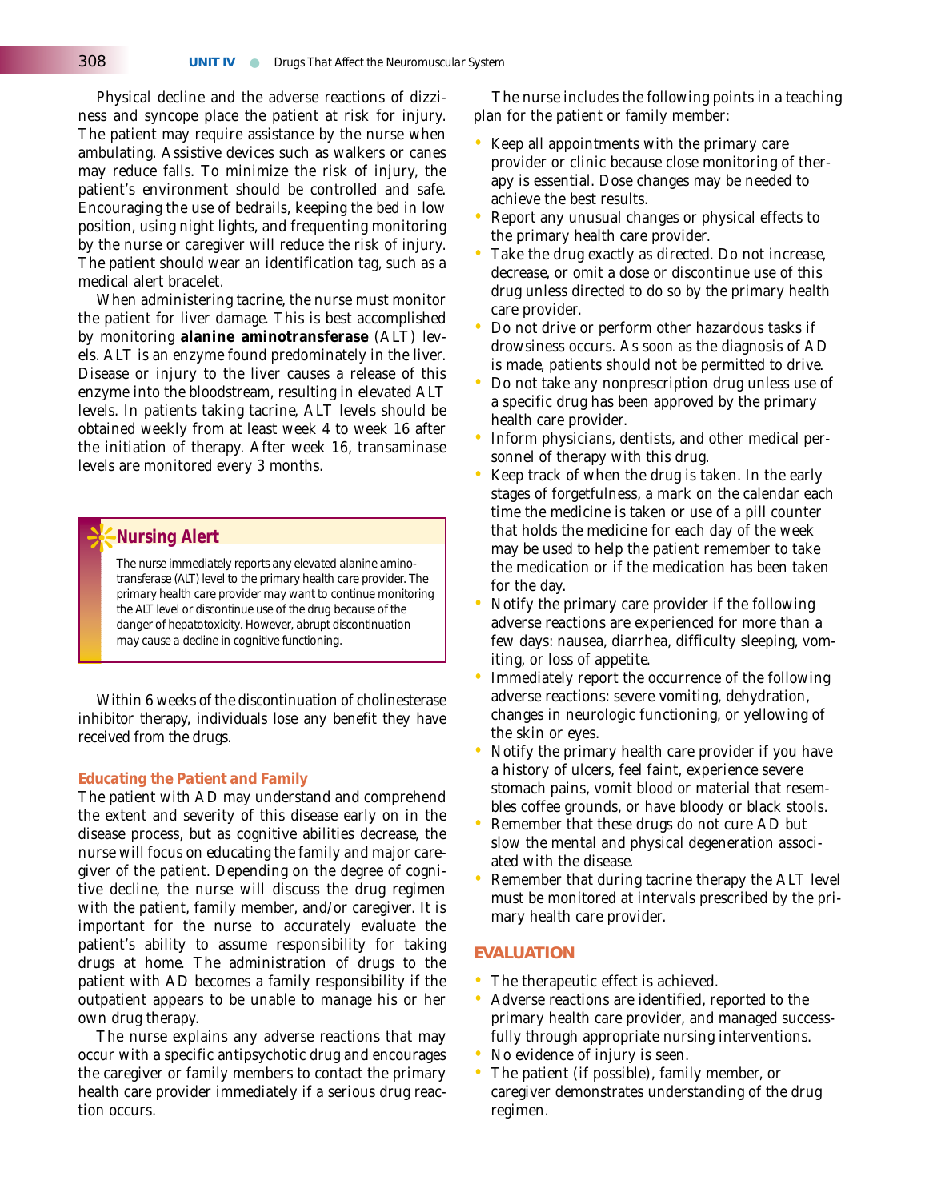Physical decline and the adverse reactions of dizziness and syncope place the patient at risk for injury. The patient may require assistance by the nurse when ambulating. Assistive devices such as walkers or canes may reduce falls. To minimize the risk of injury, the patient's environment should be controlled and safe. Encouraging the use of bedrails, keeping the bed in low position, using night lights, and frequenting monitoring by the nurse or caregiver will reduce the risk of injury. The patient should wear an identification tag, such as a medical alert bracelet.

When administering tacrine, the nurse must monitor the patient for liver damage. This is best accomplished by monitoring **alanine aminotransferase** (ALT) levels. ALT is an enzyme found predominately in the liver. Disease or injury to the liver causes a release of this enzyme into the bloodstream, resulting in elevated ALT levels. In patients taking tacrine, ALT levels should be obtained weekly from at least week 4 to week 16 after the initiation of therapy. After week 16, transaminase levels are monitored every 3 months.

> **Nursing Alert**
>
> The nurse immediately reports any elevated alanine aminotransferase (ALT) level to the primary health care provider. The primary health care provider may want to continue monitoring the ALT level or discontinue use of the drug because of the danger of hepatotoxicity. However, abrupt discontinuation may cause a decline in cognitive functioning.

Within 6 weeks of the discontinuation of cholinesterase inhibitor therapy, individuals lose any benefit they have received from the drugs.

### Educating the Patient and Family

The patient with AD may understand and comprehend the extent and severity of this disease early on in the disease process, but as cognitive abilities decrease, the nurse will focus on educating the family and major caregiver of the patient. Depending on the degree of cognitive decline, the nurse will discuss the drug regimen with the patient, family member, and/or caregiver. It is important for the nurse to accurately evaluate the patient's ability to assume responsibility for taking drugs at home. The administration of drugs to the patient with AD becomes a family responsibility if the outpatient appears to be unable to manage his or her own drug therapy.

The nurse explains any adverse reactions that may occur with a specific antipsychotic drug and encourages the caregiver or family members to contact the primary health care provider immediately if a serious drug reaction occurs.

The nurse includes the following points in a teaching plan for the patient or family member:

- Keep all appointments with the primary care provider or clinic because close monitoring of therapy is essential. Dose changes may be needed to achieve the best results.
- Report any unusual changes or physical effects to the primary health care provider.
- Take the drug exactly as directed. Do not increase, decrease, or omit a dose or discontinue use of this drug unless directed to do so by the primary health care provider.
- Do not drive or perform other hazardous tasks if drowsiness occurs. As soon as the diagnosis of AD is made, patients should not be permitted to drive.
- Do not take any nonprescription drug unless use of a specific drug has been approved by the primary health care provider.
- Inform physicians, dentists, and other medical personnel of therapy with this drug.
- Keep track of when the drug is taken. In the early stages of forgetfulness, a mark on the calendar each time the medicine is taken or use of a pill counter that holds the medicine for each day of the week may be used to help the patient remember to take the medication or if the medication has been taken for the day.
- Notify the primary care provider if the following adverse reactions are experienced for more than a few days: nausea, diarrhea, difficulty sleeping, vomiting, or loss of appetite.
- Immediately report the occurrence of the following adverse reactions: severe vomiting, dehydration, changes in neurologic functioning, or yellowing of the skin or eyes.
- Notify the primary health care provider if you have a history of ulcers, feel faint, experience severe stomach pains, vomit blood or material that resembles coffee grounds, or have bloody or black stools.
- Remember that these drugs do not cure AD but slow the mental and physical degeneration associated with the disease.
- Remember that during tacrine therapy the ALT level must be monitored at intervals prescribed by the primary health care provider.

## EVALUATION

- The therapeutic effect is achieved.
- Adverse reactions are identified, reported to the primary health care provider, and managed successfully through appropriate nursing interventions.
- No evidence of injury is seen.
- The patient (if possible), family member, or caregiver demonstrates understanding of the drug regimen.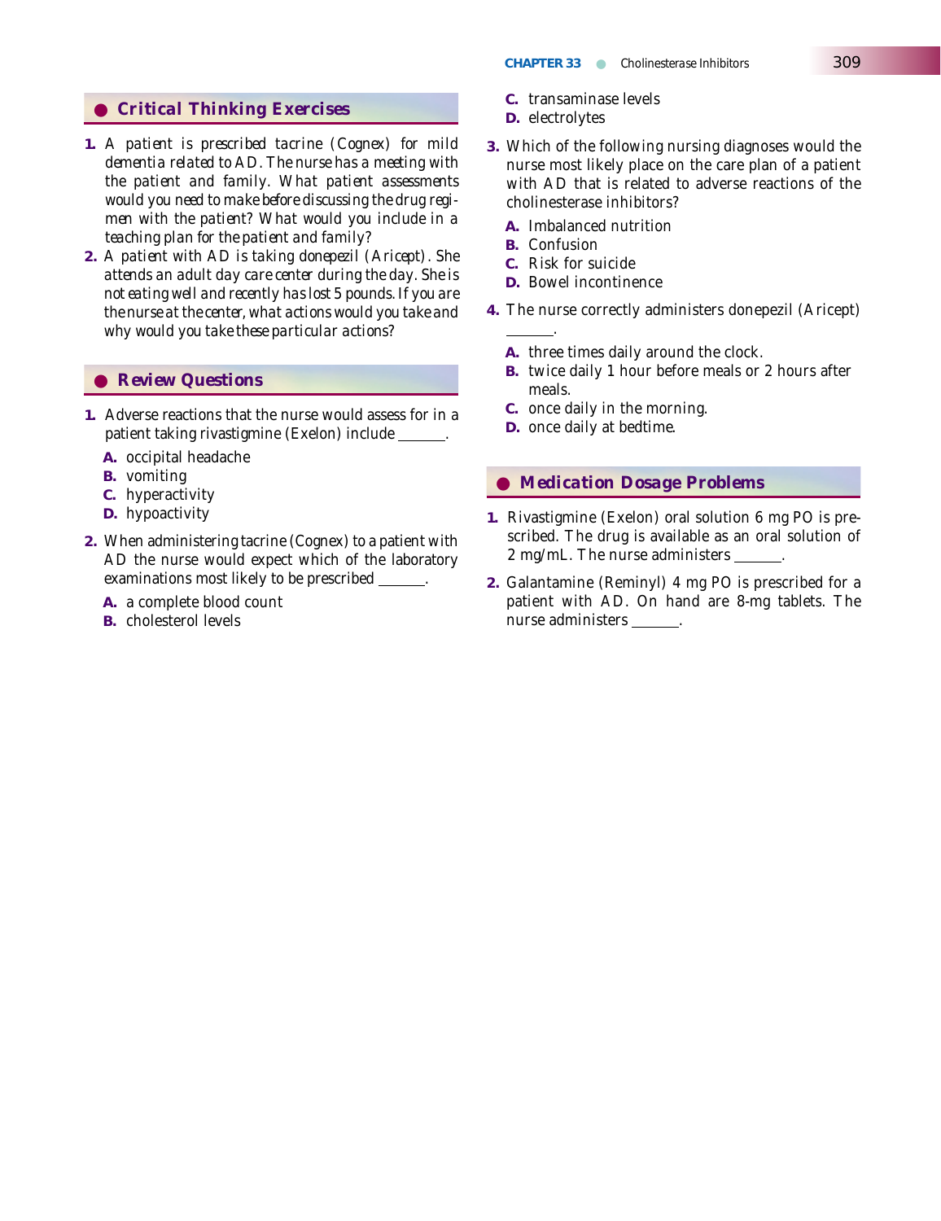## Critical Thinking Exercises

1. *A patient is prescribed tacrine (Cognex) for mild dementia related to AD. The nurse has a meeting with the patient and family. What patient assessments would you need to make before discussing the drug regimen with the patient? What would you include in a teaching plan for the patient and family?*
2. *A patient with AD is taking donepezil (Aricept). She attends an adult day care center during the day. She is not eating well and recently has lost 5 pounds. If you are the nurse at the center, what actions would you take and why would you take these particular actions?*

## Review Questions

1. Adverse reactions that the nurse would assess for in a patient taking rivastigmine (Exelon) include ______.

   **A.** occipital headache
   **B.** vomiting
   **C.** hyperactivity
   **D.** hypoactivity

2. When administering tacrine (Cognex) to a patient with AD the nurse would expect which of the laboratory examinations most likely to be prescribed ______.

   **A.** a complete blood count
   **B.** cholesterol levels
   **C.** transaminase levels
   **D.** electrolytes

3. Which of the following nursing diagnoses would the nurse most likely place on the care plan of a patient with AD that is related to adverse reactions of the cholinesterase inhibitors?

   **A.** Imbalanced nutrition
   **B.** Confusion
   **C.** Risk for suicide
   **D.** Bowel incontinence

4. The nurse correctly administers donepezil (Aricept) ______.

   **A.** three times daily around the clock.
   **B.** twice daily 1 hour before meals or 2 hours after meals.
   **C.** once daily in the morning.
   **D.** once daily at bedtime.

## Medication Dosage Problems

1. Rivastigmine (Exelon) oral solution 6 mg PO is prescribed. The drug is available as an oral solution of 2 mg/mL. The nurse administers ______.
2. Galantamine (Reminyl) 4 mg PO is prescribed for a patient with AD. On hand are 8-mg tablets. The nurse administers ______.